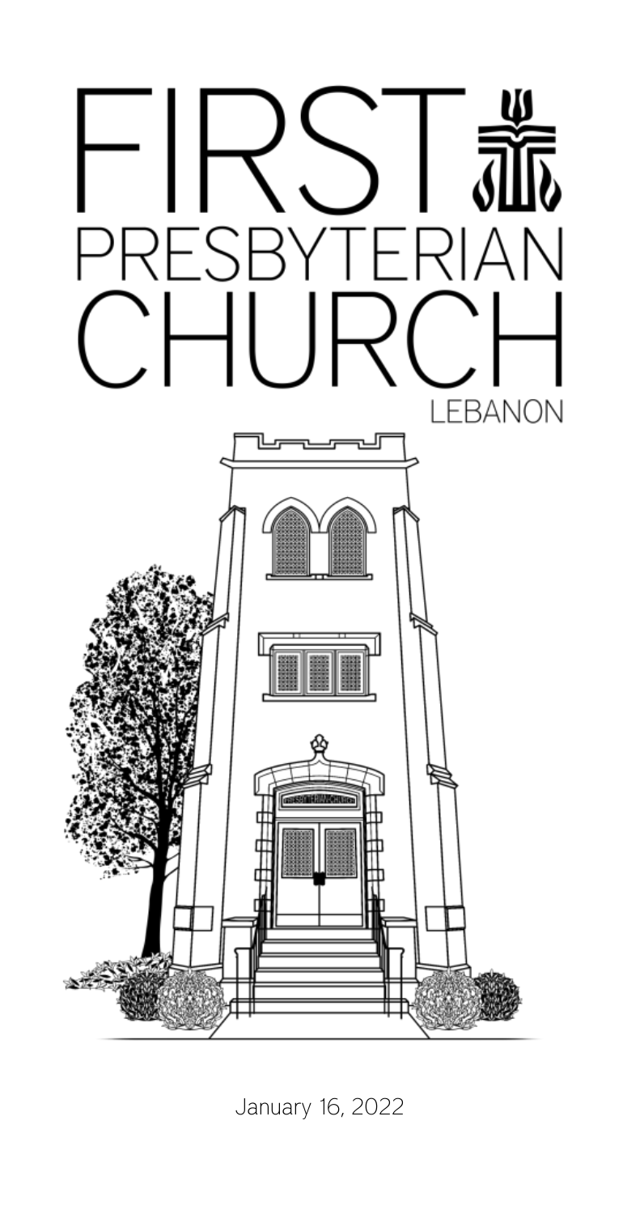# FIRST PRESBYTERIAN CHURCH

LEBANON

January 16, 2022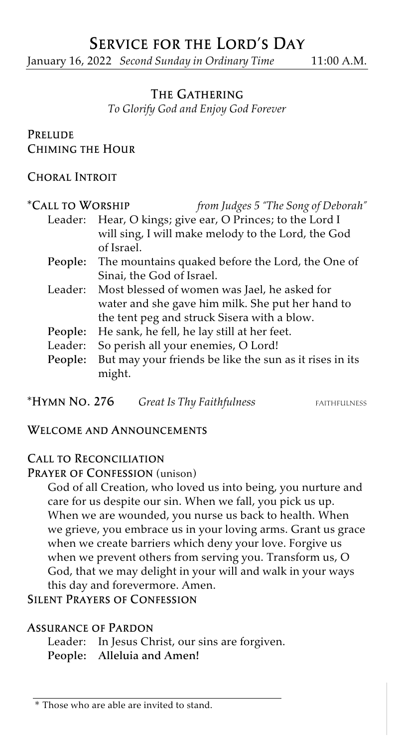# Service for the Lord's Day

January 16, 2022 *Second Sunday in Ordinary Time* 11:00 A.M.

## The Gathering

*To Glorify God and Enjoy God Forever*

**Prelude**

**Chiming the Hour**

**Choral Introit**

**\*Call to Worship** *from Judges 5 "The Song of Deborah"*

Leader: Hear, O kings; give ear, O Princes; to the Lord I will sing, I will make melody to the Lord, the God of Israel.

**People:** The mountains quaked before the Lord, the One of Sinai, the God of Israel.

Leader: Most blessed of women was Jael, he asked for water and she gave him milk. She put her hand to the tent peg and struck Sisera with a blow.

**People:** He sank, he fell, he lay still at her feet.

Leader: So perish all your enemies, O Lord!

**People:** But may your friends be like the sun as it rises in its might.

**\*Hymn No. 276** *Great Is Thy Faithfulness* FAITHFULNESS

**Welcome and Announcements**

**Call to Reconciliation**

**Prayer of Confession** (unison)

God of all Creation, who loved us into being, you nurture and care for us despite our sin. When we fall, you pick us up. When we are wounded, you nurse us back to health. When we grieve, you embrace us in your loving arms. Grant us grace when we create barriers which deny your love. Forgive us when we prevent others from serving you. Transform us, O God, that we may delight in your will and walk in your ways this day and forevermore. Amen.

**Silent Prayers of Confession**

**Assurance of Pardon**

Leader: In Jesus Christ, our sins are forgiven.

**People: Alleluia and Amen!**

---

\* Those who are able are invited to stand.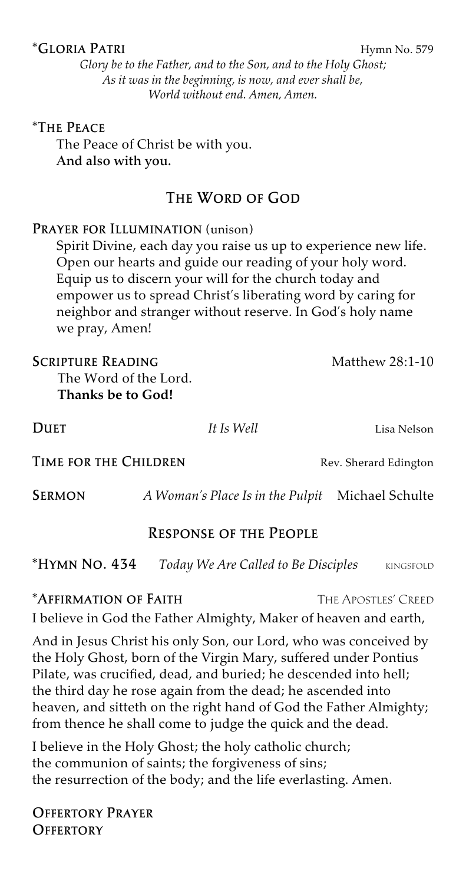**\*Gloria Patri** Hymn No. 579

*Glory be to the Father, and to the Son, and to the Holy Ghost;*
*As it was in the beginning, is now, and ever shall be,*
*World without end. Amen, Amen.*

**\*The Peace**

The Peace of Christ be with you.
**And also with you.**

## The Word of God

**Prayer for Illumination** (unison)

Spirit Divine, each day you raise us up to experience new life. Open our hearts and guide our reading of your holy word. Equip us to discern your will for the church today and empower us to spread Christ's liberating word by caring for neighbor and stranger without reserve. In God's holy name we pray, Amen!

**Scripture Reading** Matthew 28:1-10

The Word of the Lord.
**Thanks be to God!**

**Duet** *It Is Well* Lisa Nelson

**Time for the Children** Rev. Sherard Edington

**Sermon** *A Woman's Place Is in the Pulpit* Michael Schulte

## Response of the People

**\*Hymn No. 434** *Today We Are Called to Be Disciples* KINGSFOLD

**\*Affirmation of Faith** The Apostles' Creed

I believe in God the Father Almighty, Maker of heaven and earth,

And in Jesus Christ his only Son, our Lord, who was conceived by the Holy Ghost, born of the Virgin Mary, suffered under Pontius Pilate, was crucified, dead, and buried; he descended into hell; the third day he rose again from the dead; he ascended into heaven, and sitteth on the right hand of God the Father Almighty; from thence he shall come to judge the quick and the dead.

I believe in the Holy Ghost; the holy catholic church; the communion of saints; the forgiveness of sins; the resurrection of the body; and the life everlasting. Amen.

**Offertory Prayer**

**Offertory**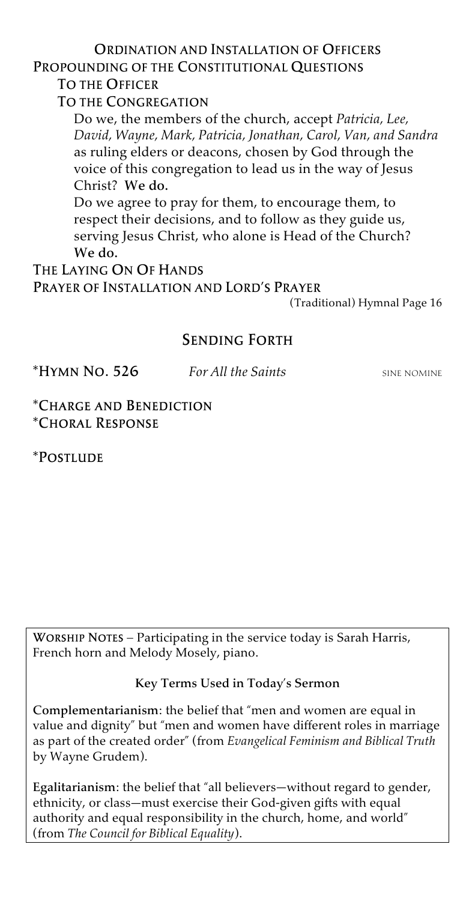### Ordination and Installation of Officers

### Propounding of the Constitutional Questions

**To the Officer**

**To the Congregation**

Do we, the members of the church, accept *Patricia, Lee, David, Wayne, Mark, Patricia, Jonathan, Carol, Van, and Sandra* as ruling elders or deacons, chosen by God through the voice of this congregation to lead us in the way of Jesus Christ? **We do.**

Do we agree to pray for them, to encourage them, to respect their decisions, and to follow as they guide us, serving Jesus Christ, who alone is Head of the Church? **We do.**

### The Laying On Of Hands

### Prayer of Installation and Lord's Prayer

(Traditional) Hymnal Page 16

## Sending Forth

**\*Hymn No. 526** *For All the Saints* SINE NOMINE

**\*Charge and Benediction**

**\*Choral Response**

**\*Postlude**

---

**Worship Notes** – Participating in the service today is Sarah Harris, French horn and Melody Mosely, piano.

**Key Terms Used in Today's Sermon**

**Complementarianism**: the belief that "men and women are equal in value and dignity" but "men and women have different roles in marriage as part of the created order" (from *Evangelical Feminism and Biblical Truth* by Wayne Grudem).

**Egalitarianism**: the belief that "all believers—without regard to gender, ethnicity, or class—must exercise their God-given gifts with equal authority and equal responsibility in the church, home, and world" (from *The Council for Biblical Equality*).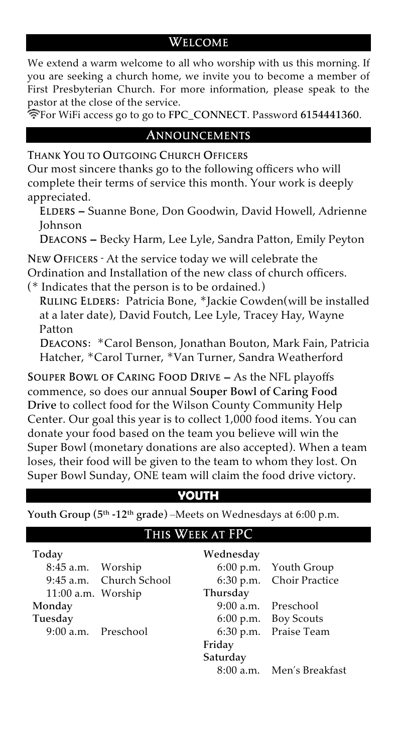## Welcome

We extend a warm welcome to all who worship with us this morning. If you are seeking a church home, we invite you to become a member of First Presbyterian Church. For more information, please speak to the pastor at the close of the service.

For WiFi access go to go to **FPC_CONNECT**. Password **6154441360**.

## Announcements

**Thank You to Outgoing Church Officers**

Our most sincere thanks go to the following officers who will complete their terms of service this month. Your work is deeply appreciated.

**Elders –** Suanne Bone, Don Goodwin, David Howell, Adrienne Johnson

**Deacons –** Becky Harm, Lee Lyle, Sandra Patton, Emily Peyton

**New Officers** - At the service today we will celebrate the Ordination and Installation of the new class of church officers. (* Indicates that the person is to be ordained.)

**Ruling Elders**: Patricia Bone, *Jackie Cowden(will be installed at a later date), David Foutch, Lee Lyle, Tracey Hay, Wayne Patton

**Deacons**: *Carol Benson, Jonathan Bouton, Mark Fain, Patricia Hatcher, *Carol Turner, *Van Turner, Sandra Weatherford

**Souper Bowl of Caring Food Drive –** As the NFL playoffs commence, so does our annual **Souper Bowl of Caring Food Drive** to collect food for the Wilson County Community Help Center. Our goal this year is to collect 1,000 food items. You can donate your food based on the team you believe will win the Super Bowl (monetary donations are also accepted). When a team loses, their food will be given to the team to whom they lost. On Super Bowl Sunday, ONE team will claim the food drive victory.

## Youth

**Youth Group (5th -12th grade)** –Meets on Wednesdays at 6:00 p.m.

## This Week at FPC

**Today**
- 8:45 a.m. Worship
- 9:45 a.m. Church School
- 11:00 a.m. Worship

**Monday**

**Tuesday**
- 9:00 a.m. Preschool

**Wednesday**
- 6:00 p.m. Youth Group
- 6:30 p.m. Choir Practice

**Thursday**
- 9:00 a.m. Preschool
- 6:00 p.m. Boy Scouts
- 6:30 p.m. Praise Team

**Friday**

**Saturday**
- 8:00 a.m. Men's Breakfast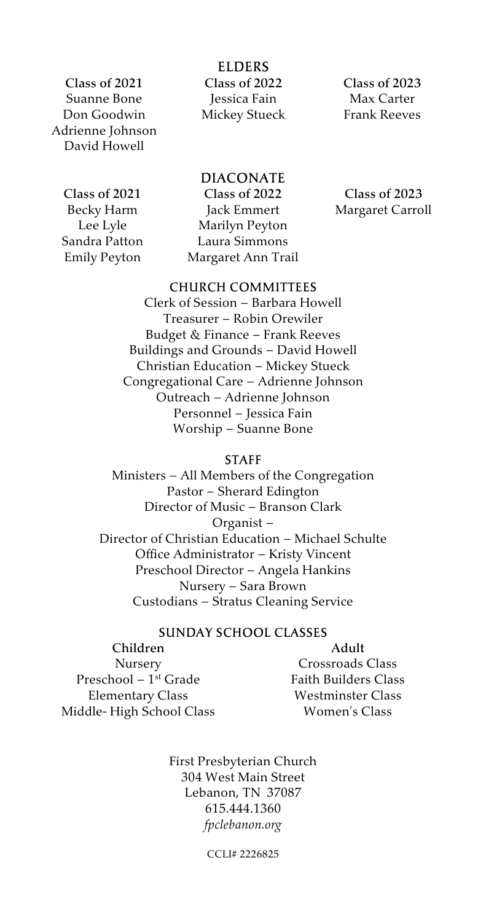## ELDERS

**Class of 2021**
Suanne Bone
Don Goodwin
Adrienne Johnson
David Howell

**Class of 2022**
Jessica Fain
Mickey Stueck

**Class of 2023**
Max Carter
Frank Reeves

## DIACONATE

**Class of 2021**
Becky Harm
Lee Lyle
Sandra Patton
Emily Peyton

**Class of 2022**
Jack Emmert
Marilyn Peyton
Laura Simmons
Margaret Ann Trail

**Class of 2023**
Margaret Carroll

## CHURCH COMMITTEES

Clerk of Session – Barbara Howell
Treasurer – Robin Orewiler
Budget & Finance – Frank Reeves
Buildings and Grounds – David Howell
Christian Education – Mickey Stueck
Congregational Care – Adrienne Johnson
Outreach – Adrienne Johnson
Personnel – Jessica Fain
Worship – Suanne Bone

## STAFF

Ministers – All Members of the Congregation
Pastor – Sherard Edington
Director of Music – Branson Clark
Organist –
Director of Christian Education – Michael Schulte
Office Administrator – Kristy Vincent
Preschool Director – Angela Hankins
Nursery – Sara Brown
Custodians – Stratus Cleaning Service

## SUNDAY SCHOOL CLASSES

**Children**
Nursery
Preschool – 1st Grade
Elementary Class
Middle- High School Class

**Adult**
Crossroads Class
Faith Builders Class
Westminster Class
Women's Class

First Presbyterian Church
304 West Main Street
Lebanon, TN 37087
615.444.1360
*fpclebanon.org*

CCLI# 2226825